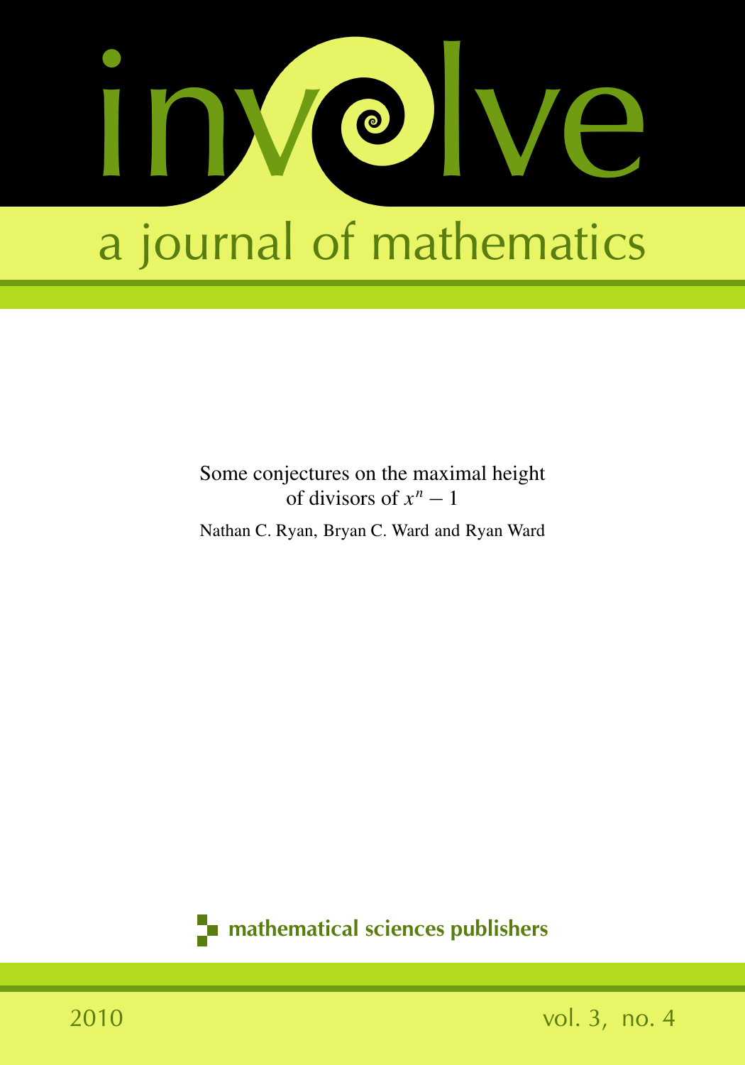# involve

a journal of mathematics

Some conjectures on the maximal height of divisors of $x^n - 1$

Nathan C. Ryan, Bryan C. Ward and Ryan Ward

mathematical sciences publishers

2010 vol. 3, no. 4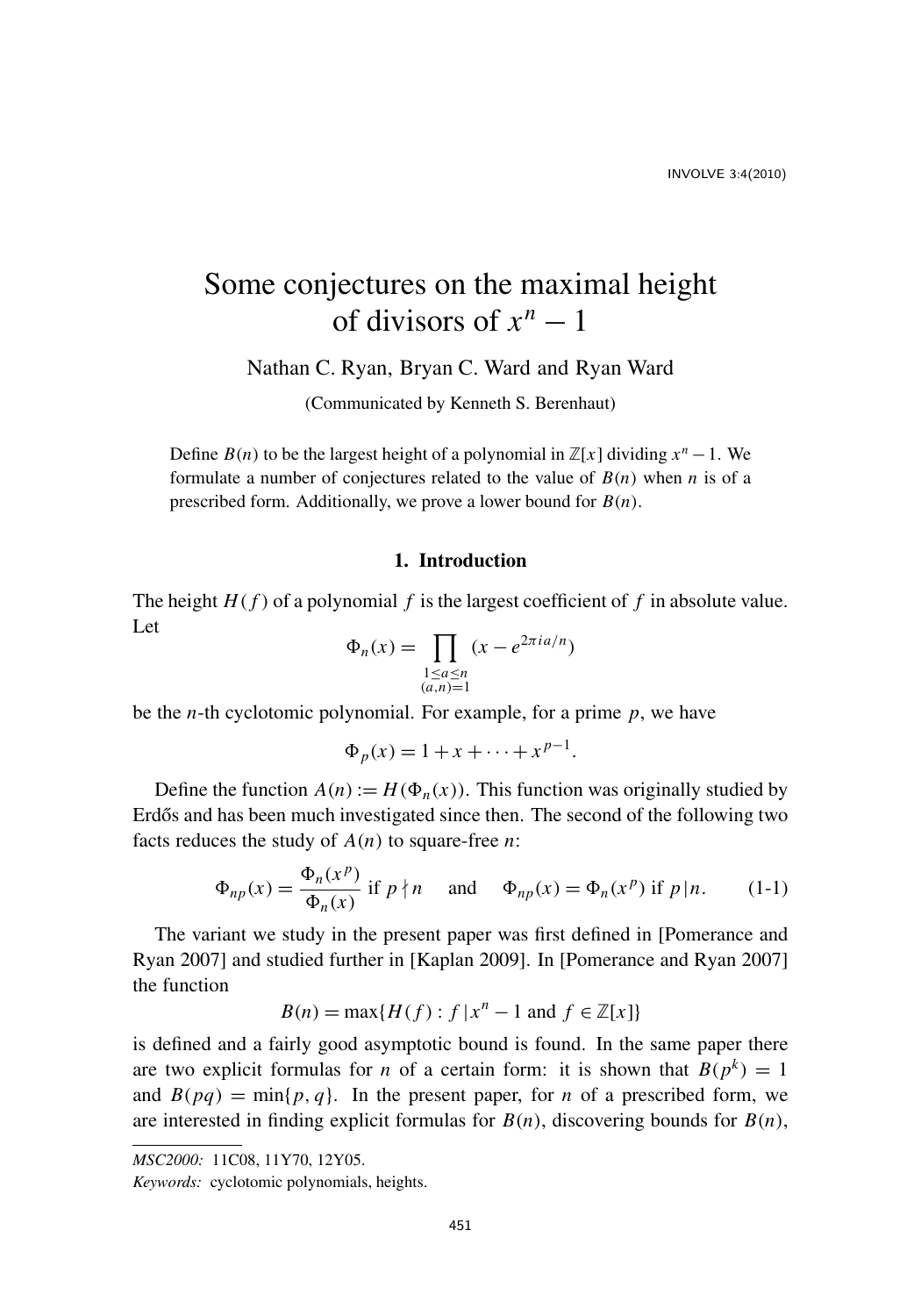# Some conjectures on the maximal height of divisors of $x^n - 1$

Nathan C. Ryan, Bryan C. Ward and Ryan Ward

(Communicated by Kenneth S. Berenhaut)

Define $B(n)$ to be the largest height of a polynomial in $\mathbb{Z}[x]$ dividing $x^n - 1$. We formulate a number of conjectures related to the value of $B(n)$ when $n$ is of a prescribed form. Additionally, we prove a lower bound for $B(n)$.

## 1. Introduction

The height $H(f)$ of a polynomial $f$ is the largest coefficient of $f$ in absolute value. Let

$$\Phi_n(x) = \prod_{\substack{1 \le a \le n \\ (a,n)=1}} (x - e^{2\pi i a/n})$$

be the $n$-th cyclotomic polynomial. For example, for a prime $p$, we have

$$\Phi_p(x) = 1 + x + \cdots + x^{p-1}.$$

Define the function $A(n) := H(\Phi_n(x))$. This function was originally studied by Erdős and has been much investigated since then. The second of the following two facts reduces the study of $A(n)$ to square-free $n$:

$$\Phi_{np}(x) = \frac{\Phi_n(x^p)}{\Phi_n(x)} \text{ if } p \nmid n \quad \text{ and } \quad \Phi_{np}(x) = \Phi_n(x^p) \text{ if } p \mid n. \tag{1-1}$$

The variant we study in the present paper was first defined in [Pomerance and Ryan 2007] and studied further in [Kaplan 2009]. In [Pomerance and Ryan 2007] the function

$$B(n) = \max\{H(f) : f \mid x^n - 1 \text{ and } f \in \mathbb{Z}[x]\}$$

is defined and a fairly good asymptotic bound is found. In the same paper there are two explicit formulas for $n$ of a certain form: it is shown that $B(p^k) = 1$ and $B(pq) = \min\{p, q\}$. In the present paper, for $n$ of a prescribed form, we are interested in finding explicit formulas for $B(n)$, discovering bounds for $B(n)$,

*MSC2000:* 11C08, 11Y70, 12Y05.

*Keywords:* cyclotomic polynomials, heights.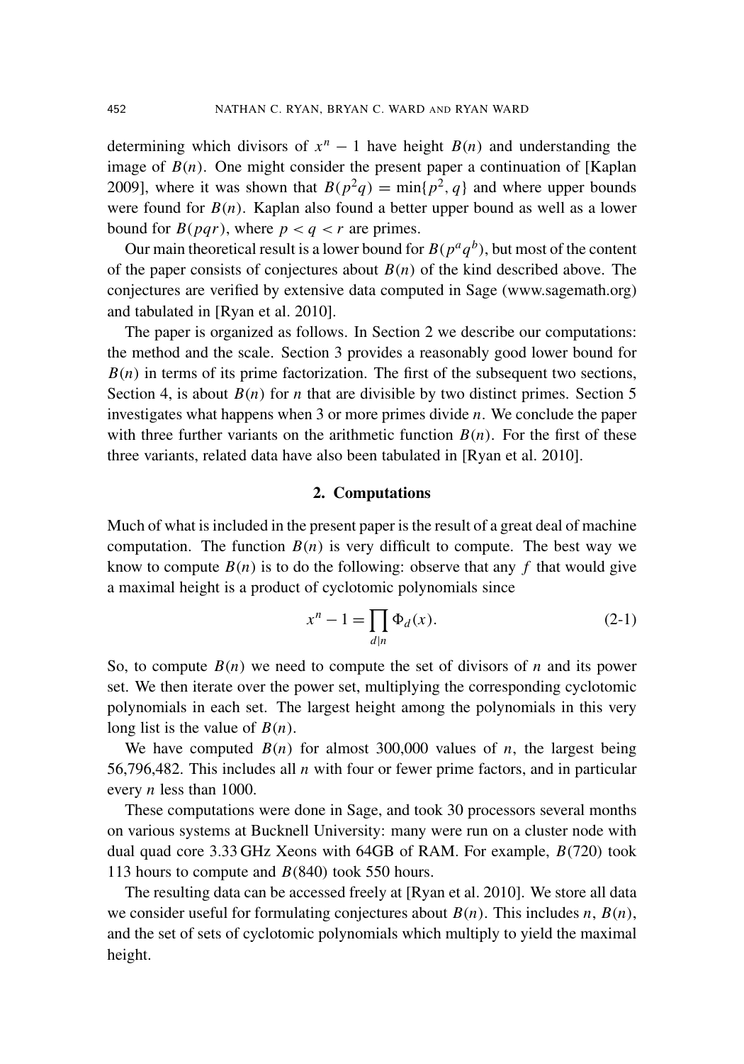determining which divisors of $x^n - 1$ have height $B(n)$ and understanding the image of $B(n)$. One might consider the present paper a continuation of [Kaplan 2009], where it was shown that $B(p^2 q) = \min\{p^2, q\}$ and where upper bounds were found for $B(n)$. Kaplan also found a better upper bound as well as a lower bound for $B(pqr)$, where $p < q < r$ are primes.

Our main theoretical result is a lower bound for $B(p^a q^b)$, but most of the content of the paper consists of conjectures about $B(n)$ of the kind described above. The conjectures are verified by extensive data computed in Sage (www.sagemath.org) and tabulated in [Ryan et al. 2010].

The paper is organized as follows. In Section 2 we describe our computations: the method and the scale. Section 3 provides a reasonably good lower bound for $B(n)$ in terms of its prime factorization. The first of the subsequent two sections, Section 4, is about $B(n)$ for $n$ that are divisible by two distinct primes. Section 5 investigates what happens when 3 or more primes divide $n$. We conclude the paper with three further variants on the arithmetic function $B(n)$. For the first of these three variants, related data have also been tabulated in [Ryan et al. 2010].

## 2. Computations

Much of what is included in the present paper is the result of a great deal of machine computation. The function $B(n)$ is very difficult to compute. The best way we know to compute $B(n)$ is to do the following: observe that any $f$ that would give a maximal height is a product of cyclotomic polynomials since

$$x^n - 1 = \prod_{d \mid n} \Phi_d(x). \tag{2-1}$$

So, to compute $B(n)$ we need to compute the set of divisors of $n$ and its power set. We then iterate over the power set, multiplying the corresponding cyclotomic polynomials in each set. The largest height among the polynomials in this very long list is the value of $B(n)$.

We have computed $B(n)$ for almost 300,000 values of $n$, the largest being 56,796,482. This includes all $n$ with four or fewer prime factors, and in particular every $n$ less than 1000.

These computations were done in Sage, and took 30 processors several months on various systems at Bucknell University: many were run on a cluster node with dual quad core 3.33 GHz Xeons with 64GB of RAM. For example, $B(720)$ took 113 hours to compute and $B(840)$ took 550 hours.

The resulting data can be accessed freely at [Ryan et al. 2010]. We store all data we consider useful for formulating conjectures about $B(n)$. This includes $n$, $B(n)$, and the set of sets of cyclotomic polynomials which multiply to yield the maximal height.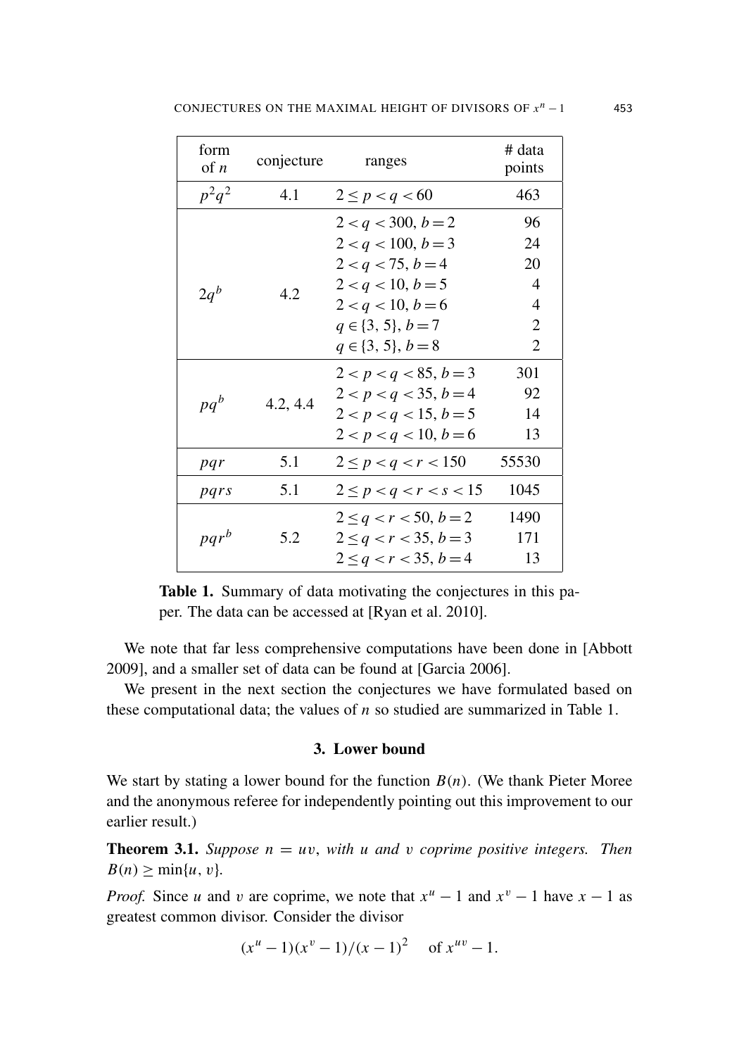| form of $n$ | conjecture | ranges | # data points |
|---|---|---|---|
| $p^2q^2$ | 4.1 | $2 \le p < q < 60$ | 463 |
| $2q^b$ | 4.2 | $2 < q < 300$, $b = 2$ | 96 |
| | | $2 < q < 100$, $b = 3$ | 24 |
| | | $2 < q < 75$, $b = 4$ | 20 |
| | | $2 < q < 10$, $b = 5$ | 4 |
| | | $2 < q < 10$, $b = 6$ | 4 |
| | | $q \in \{3, 5\}$, $b = 7$ | 2 |
| | | $q \in \{3, 5\}$, $b = 8$ | 2 |
| $pq^b$ | 4.2, 4.4 | $2 < p < q < 85$, $b = 3$ | 301 |
| | | $2 < p < q < 35$, $b = 4$ | 92 |
| | | $2 < p < q < 15$, $b = 5$ | 14 |
| | | $2 < p < q < 10$, $b = 6$ | 13 |
| $pqr$ | 5.1 | $2 \le p < q < r < 150$ | 55530 |
| $pqrs$ | 5.1 | $2 \le p < q < r < s < 15$ | 1045 |
| $pqr^b$ | 5.2 | $2 \le q < r < 50$, $b = 2$ | 1490 |
| | | $2 \le q < r < 35$, $b = 3$ | 171 |
| | | $2 \le q < r < 35$, $b = 4$ | 13 |

**Table 1.** Summary of data motivating the conjectures in this paper. The data can be accessed at [Ryan et al. 2010].

We note that far less comprehensive computations have been done in [Abbott 2009], and a smaller set of data can be found at [Garcia 2006].

We present in the next section the conjectures we have formulated based on these computational data; the values of $n$ so studied are summarized in Table 1.

## 3. Lower bound

We start by stating a lower bound for the function $B(n)$. (We thank Pieter Moree and the anonymous referee for independently pointing out this improvement to our earlier result.)

**Theorem 3.1.** *Suppose $n = uv$, with $u$ and $v$ coprime positive integers. Then $B(n) \ge \min\{u, v\}$.*

*Proof.* Since $u$ and $v$ are coprime, we note that $x^u - 1$ and $x^v - 1$ have $x - 1$ as greatest common divisor. Consider the divisor

$$(x^u - 1)(x^v - 1)/(x - 1)^2 \quad \text{of } x^{uv} - 1.$$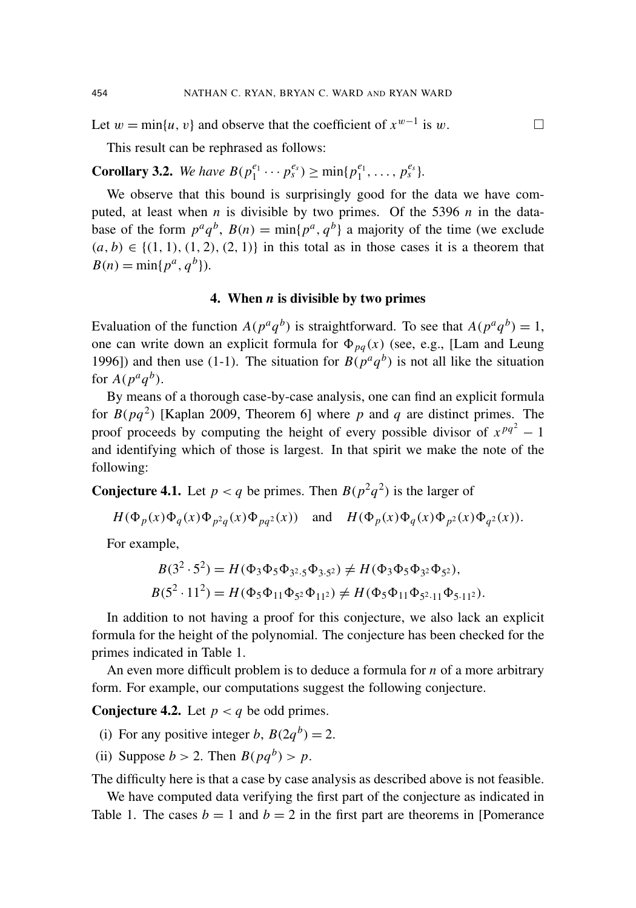Let $w = \min\{u, v\}$ and observe that the coefficient of $x^{w-1}$ is $w$. $\square$

This result can be rephrased as follows:

**Corollary 3.2.** *We have $B(p_1^{e_1} \cdots p_s^{e_s}) \geq \min\{p_1^{e_1}, \ldots, p_s^{e_s}\}$.*

We observe that this bound is surprisingly good for the data we have computed, at least when $n$ is divisible by two primes. Of the 5396 $n$ in the database of the form $p^a q^b$, $B(n) = \min\{p^a, q^b\}$ a majority of the time (we exclude $(a, b) \in \{(1, 1), (1, 2), (2, 1)\}$ in this total as in those cases it is a theorem that $B(n) = \min\{p^a, q^b\}$).

## 4. When $n$ is divisible by two primes

Evaluation of the function $A(p^a q^b)$ is straightforward. To see that $A(p^a q^b) = 1$, one can write down an explicit formula for $\Phi_{pq}(x)$ (see, e.g., [Lam and Leung 1996]) and then use (1-1). The situation for $B(p^a q^b)$ is not all like the situation for $A(p^a q^b)$.

By means of a thorough case-by-case analysis, one can find an explicit formula for $B(pq^2)$ [Kaplan 2009, Theorem 6] where $p$ and $q$ are distinct primes. The proof proceeds by computing the height of every possible divisor of $x^{pq^2} - 1$ and identifying which of those is largest. In that spirit we make the note of the following:

**Conjecture 4.1.** Let $p < q$ be primes. Then $B(p^2 q^2)$ is the larger of

$$H(\Phi_p(x)\Phi_q(x)\Phi_{p^2 q}(x)\Phi_{pq^2}(x)) \quad \text{and} \quad H(\Phi_p(x)\Phi_q(x)\Phi_{p^2}(x)\Phi_{q^2}(x)).$$

For example,

$$B(3^2 \cdot 5^2) = H(\Phi_3 \Phi_5 \Phi_{3^2 \cdot 5} \Phi_{3 \cdot 5^2}) \neq H(\Phi_3 \Phi_5 \Phi_{3^2} \Phi_{5^2}),$$
$$B(5^2 \cdot 11^2) = H(\Phi_5 \Phi_{11} \Phi_{5^2} \Phi_{11^2}) \neq H(\Phi_5 \Phi_{11} \Phi_{5^2 \cdot 11} \Phi_{5 \cdot 11^2}).$$

In addition to not having a proof for this conjecture, we also lack an explicit formula for the height of the polynomial. The conjecture has been checked for the primes indicated in Table 1.

An even more difficult problem is to deduce a formula for $n$ of a more arbitrary form. For example, our computations suggest the following conjecture.

**Conjecture 4.2.** Let $p < q$ be odd primes.

(i) For any positive integer $b$, $B(2q^b) = 2$.

(ii) Suppose $b > 2$. Then $B(pq^b) > p$.

The difficulty here is that a case by case analysis as described above is not feasible.

We have computed data verifying the first part of the conjecture as indicated in Table 1. The cases $b = 1$ and $b = 2$ in the first part are theorems in [Pomerance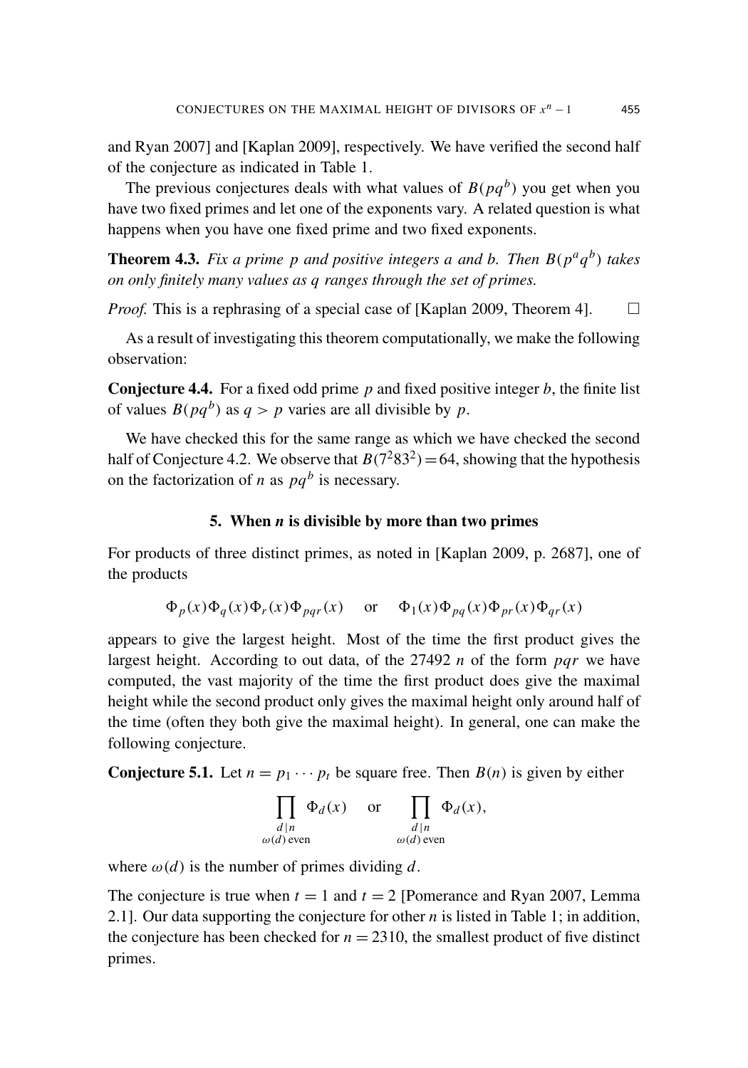and Ryan 2007] and [Kaplan 2009], respectively. We have verified the second half of the conjecture as indicated in Table 1.

The previous conjectures deals with what values of $B(pq^b)$ you get when you have two fixed primes and let one of the exponents vary. A related question is what happens when you have one fixed prime and two fixed exponents.

**Theorem 4.3.** *Fix a prime $p$ and positive integers $a$ and $b$. Then $B(p^a q^b)$ takes on only finitely many values as $q$ ranges through the set of primes.*

*Proof.* This is a rephrasing of a special case of [Kaplan 2009, Theorem 4]. □

As a result of investigating this theorem computationally, we make the following observation:

**Conjecture 4.4.** For a fixed odd prime $p$ and fixed positive integer $b$, the finite list of values $B(pq^b)$ as $q > p$ varies are all divisible by $p$.

We have checked this for the same range as which we have checked the second half of Conjecture 4.2. We observe that $B(7^2 83^2) = 64$, showing that the hypothesis on the factorization of $n$ as $pq^b$ is necessary.

## 5. When $n$ is divisible by more than two primes

For products of three distinct primes, as noted in [Kaplan 2009, p. 2687], one of the products

$$\Phi_p(x)\Phi_q(x)\Phi_r(x)\Phi_{pqr}(x) \quad \text{ or } \quad \Phi_1(x)\Phi_{pq}(x)\Phi_{pr}(x)\Phi_{qr}(x)$$

appears to give the largest height. Most of the time the first product gives the largest height. According to out data, of the 27492 $n$ of the form $pqr$ we have computed, the vast majority of the time the first product does give the maximal height while the second product only gives the maximal height only around half of the time (often they both give the maximal height). In general, one can make the following conjecture.

**Conjecture 5.1.** Let $n = p_1 \cdots p_t$ be square free. Then $B(n)$ is given by either

$$\prod_{\substack{d \mid n \\ \omega(d) \text{ even}}} \Phi_d(x) \quad \text{ or } \quad \prod_{\substack{d \mid n \\ \omega(d) \text{ even}}} \Phi_d(x),$$

where $\omega(d)$ is the number of primes dividing $d$.

The conjecture is true when $t = 1$ and $t = 2$ [Pomerance and Ryan 2007, Lemma 2.1]. Our data supporting the conjecture for other $n$ is listed in Table 1; in addition, the conjecture has been checked for $n = 2310$, the smallest product of five distinct primes.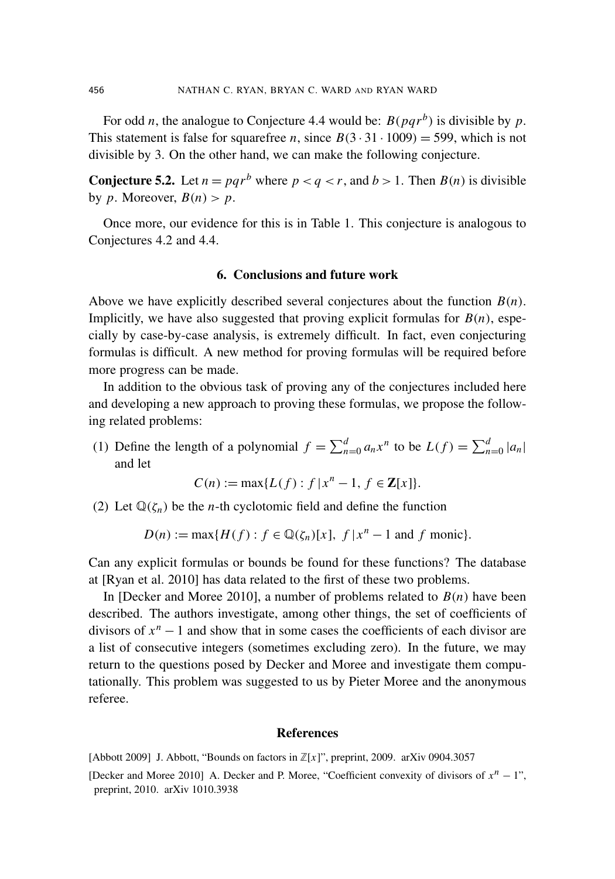For odd $n$, the analogue to Conjecture 4.4 would be: $B(pqr^b)$ is divisible by $p$. This statement is false for squarefree $n$, since $B(3 \cdot 31 \cdot 1009) = 599$, which is not divisible by 3. On the other hand, we can make the following conjecture.

**Conjecture 5.2.** Let $n = pqr^b$ where $p < q < r$, and $b > 1$. Then $B(n)$ is divisible by $p$. Moreover, $B(n) > p$.

Once more, our evidence for this is in Table 1. This conjecture is analogous to Conjectures 4.2 and 4.4.

## 6. Conclusions and future work

Above we have explicitly described several conjectures about the function $B(n)$. Implicitly, we have also suggested that proving explicit formulas for $B(n)$, especially by case-by-case analysis, is extremely difficult. In fact, even conjecturing formulas is difficult. A new method for proving formulas will be required before more progress can be made.

In addition to the obvious task of proving any of the conjectures included here and developing a new approach to proving these formulas, we propose the following related problems:

(1) Define the length of a polynomial $f = \sum_{n=0}^{d} a_n x^n$ to be $L(f) = \sum_{n=0}^{d} |a_n|$ and let

$$C(n) := \max\{L(f) : f \mid x^n - 1,\ f \in \mathbf{Z}[x]\}.$$

(2) Let $\mathbb{Q}(\zeta_n)$ be the $n$-th cyclotomic field and define the function

$$D(n) := \max\{H(f) : f \in \mathbb{Q}(\zeta_n)[x],\ f \mid x^n - 1 \text{ and } f \text{ monic}\}.$$

Can any explicit formulas or bounds be found for these functions? The database at [Ryan et al. 2010] has data related to the first of these two problems.

In [Decker and Moree 2010], a number of problems related to $B(n)$ have been described. The authors investigate, among other things, the set of coefficients of divisors of $x^n - 1$ and show that in some cases the coefficients of each divisor are a list of consecutive integers (sometimes excluding zero). In the future, we may return to the questions posed by Decker and Moree and investigate them computationally. This problem was suggested to us by Pieter Moree and the anonymous referee.

## References

[Abbott 2009] J. Abbott, "Bounds on factors in $\mathbb{Z}[x]$", preprint, 2009. arXiv 0904.3057

[Decker and Moree 2010] A. Decker and P. Moree, "Coefficient convexity of divisors of $x^n - 1$", preprint, 2010. arXiv 1010.3938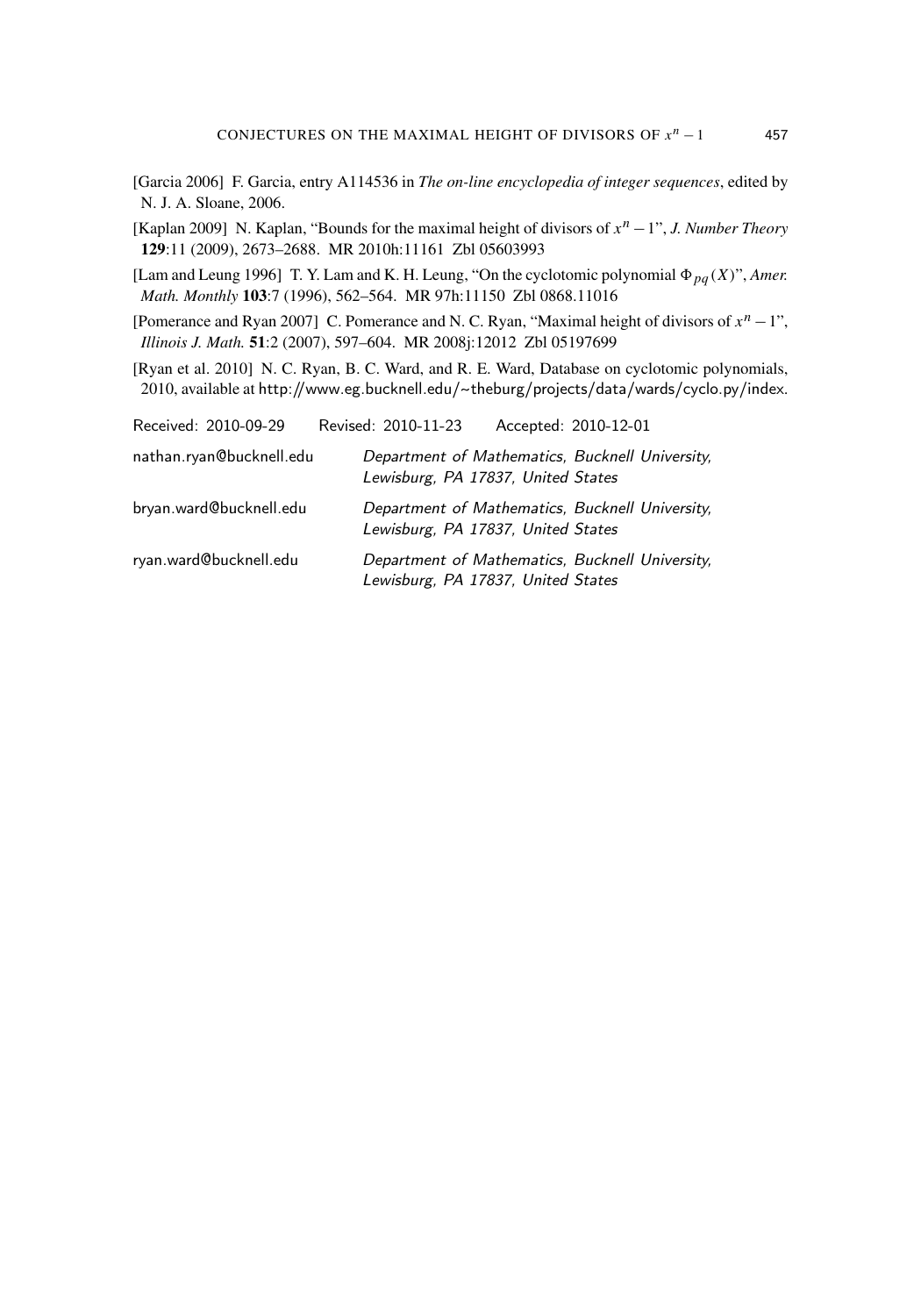[Garcia 2006] F. Garcia, entry A114536 in *The on-line encyclopedia of integer sequences*, edited by N. J. A. Sloane, 2006.

[Kaplan 2009] N. Kaplan, "Bounds for the maximal height of divisors of $x^n - 1$", *J. Number Theory* **129**:11 (2009), 2673–2688. MR 2010h:11161 Zbl 05603993

[Lam and Leung 1996] T. Y. Lam and K. H. Leung, "On the cyclotomic polynomial $\Phi_{pq}(X)$", *Amer. Math. Monthly* **103**:7 (1996), 562–564. MR 97h:11150 Zbl 0868.11016

[Pomerance and Ryan 2007] C. Pomerance and N. C. Ryan, "Maximal height of divisors of $x^n - 1$", *Illinois J. Math.* **51**:2 (2007), 597–604. MR 2008j:12012 Zbl 05197699

[Ryan et al. 2010] N. C. Ryan, B. C. Ward, and R. E. Ward, Database on cyclotomic polynomials, 2010, available at http://www.eg.bucknell.edu/~theburg/projects/data/wards/cyclo.py/index.

Received: 2010-09-29 Revised: 2010-11-23 Accepted: 2010-12-01

nathan.ryan@bucknell.edu — *Department of Mathematics, Bucknell University, Lewisburg, PA 17837, United States*

bryan.ward@bucknell.edu — *Department of Mathematics, Bucknell University, Lewisburg, PA 17837, United States*

ryan.ward@bucknell.edu — *Department of Mathematics, Bucknell University, Lewisburg, PA 17837, United States*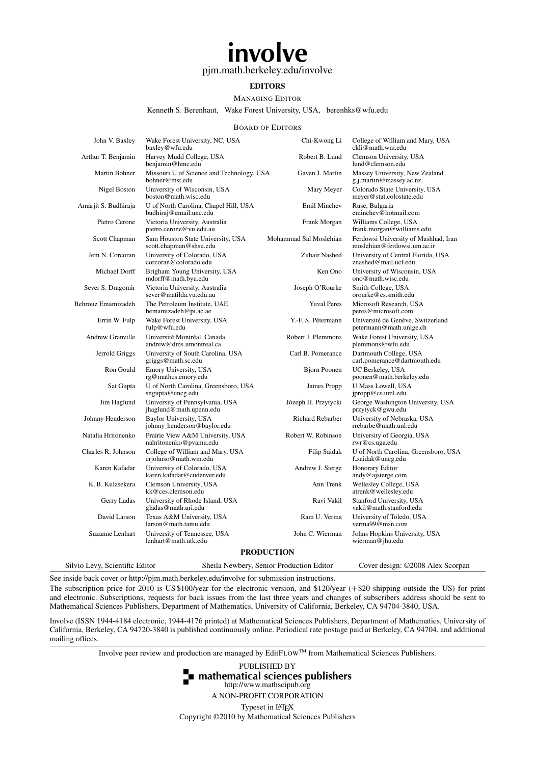# involve

pjm.math.berkeley.edu/involve

## EDITORS

MANAGING EDITOR

Kenneth S. Berenhaut, Wake Forest University, USA, berenhks@wfu.edu

BOARD OF EDITORS

| | | | |
|---|---|---|---|
| John V. Baxley | Wake Forest University, NC, USA<br>baxley@wfu.edu | Chi-Kwong Li | College of William and Mary, USA<br>ckli@math.wm.edu |
| Arthur T. Benjamin | Harvey Mudd College, USA<br>benjamin@hmc.edu | Robert B. Lund | Clemson University, USA<br>lund@clemson.edu |
| Martin Bohner | Missouri U of Science and Technology, USA<br>bohner@mst.edu | Gaven J. Martin | Massey University, New Zealand<br>g.j.martin@massey.ac.nz |
| Nigel Boston | University of Wisconsin, USA<br>boston@math.wisc.edu | Mary Meyer | Colorado State University, USA<br>meyer@stat.colostate.edu |
| Amarjit S. Budhiraja | U of North Carolina, Chapel Hill, USA<br>budhiraj@email.unc.edu | Emil Minchev | Ruse, Bulgaria<br>eminchev@hotmail.com |
| Pietro Cerone | Victoria University, Australia<br>pietro.cerone@vu.edu.au | Frank Morgan | Williams College, USA<br>frank.morgan@williams.edu |
| Scott Chapman | Sam Houston State University, USA<br>scott.chapman@shsu.edu | Mohammad Sal Moslehian | Ferdowsi University of Mashhad, Iran<br>moslehian@ferdowsi.um.ac.ir |
| Jem N. Corcoran | University of Colorado, USA<br>corcoran@colorado.edu | Zuhair Nashed | University of Central Florida, USA<br>znashed@mail.ucf.edu |
| Michael Dorff | Brigham Young University, USA<br>mdorff@math.byu.edu | Ken Ono | University of Wisconsin, USA<br>ono@math.wisc.edu |
| Sever S. Dragomir | Victoria University, Australia<br>sever@matilda.vu.edu.au | Joseph O'Rourke | Smith College, USA<br>orourke@cs.smith.edu |
| Behrouz Emamizadeh | The Petroleum Institute, UAE<br>bemamizadeh@pi.ac.ae | Yuval Peres | Microsoft Research, USA<br>peres@microsoft.com |
| Errin W. Fulp | Wake Forest University, USA<br>fulp@wfu.edu | Y.-F. S. Pétermann | Université de Genève, Switzerland<br>petermann@math.unige.ch |
| Andrew Granville | Université Montréal, Canada<br>andrew@dms.umontreal.ca | Robert J. Plemmons | Wake Forest University, USA<br>plemmons@wfu.edu |
| Jerrold Griggs | University of South Carolina, USA<br>griggs@math.sc.edu | Carl B. Pomerance | Dartmouth College, USA<br>carl.pomerance@dartmouth.edu |
| Ron Gould | Emory University, USA<br>rg@mathcs.emory.edu | Bjorn Poonen | UC Berkeley, USA<br>poonen@math.berkeley.edu |
| Sat Gupta | U of North Carolina, Greensboro, USA<br>sngupta@uncg.edu | James Propp | U Mass Lowell, USA<br>jpropp@cs.uml.edu |
| Jim Haglund | University of Pennsylvania, USA<br>jhaglund@math.upenn.edu | Józeph H. Przytycki | George Washington University, USA<br>przytyck@gwu.edu |
| Johnny Henderson | Baylor University, USA<br>johnny_henderson@baylor.edu | Richard Rebarber | University of Nebraska, USA<br>rrebarbe@math.unl.edu |
| Natalia Hritonenko | Prairie View A&M University, USA<br>nahritonenko@pvamu.edu | Robert W. Robinson | University of Georgia, USA<br>rwr@cs.uga.edu |
| Charles R. Johnson | College of William and Mary, USA<br>crjohnso@math.wm.edu | Filip Saidak | U of North Carolina, Greensboro, USA<br>f_saidak@uncg.edu |
| Karen Kafadar | University of Colorado, USA<br>karen.kafadar@cudenver.edu | Andrew J. Sterge | Honorary Editor<br>andy@ajsterge.com |
| K. B. Kulasekera | Clemson University, USA<br>kk@ces.clemson.edu | Ann Trenk | Wellesley College, USA<br>atrenk@wellesley.edu |
| Gerry Ladas | University of Rhode Island, USA<br>gladas@math.uri.edu | Ravi Vakil | Stanford University, USA<br>vakil@math.stanford.edu |
| David Larson | Texas A&M University, USA<br>larson@math.tamu.edu | Ram U. Verma | University of Toledo, USA<br>verma99@msn.com |
| Suzanne Lenhart | University of Tennessee, USA<br>lenhart@math.utk.edu | John C. Wierman | Johns Hopkins University, USA<br>wierman@jhu.edu |

## PRODUCTION

Silvio Levy, Scientific Editor — Sheila Newbery, Senior Production Editor — Cover design: ©2008 Alex Scorpan

See inside back cover or http://pjm.math.berkeley.edu/involve for submission instructions.

The subscription price for 2010 is US $100/year for the electronic version, and $120/year (+$20 shipping outside the US) for print and electronic. Subscriptions, requests for back issues from the last three years and changes of subscribers address should be sent to Mathematical Sciences Publishers, Department of Mathematics, University of California, Berkeley, CA 94704-3840, USA.

Involve (ISSN 1944-4184 electronic, 1944-4176 printed) at Mathematical Sciences Publishers, Department of Mathematics, University of California, Berkeley, CA 94720-3840 is published continuously online. Periodical rate postage paid at Berkeley, CA 94704, and additional mailing offices.

Involve peer review and production are managed by EditFLOW™ from Mathematical Sciences Publishers.

PUBLISHED BY

**mathematical sciences publishers**

http://www.mathscipub.org

A NON-PROFIT CORPORATION

Typeset in LaTeX

Copyright ©2010 by Mathematical Sciences Publishers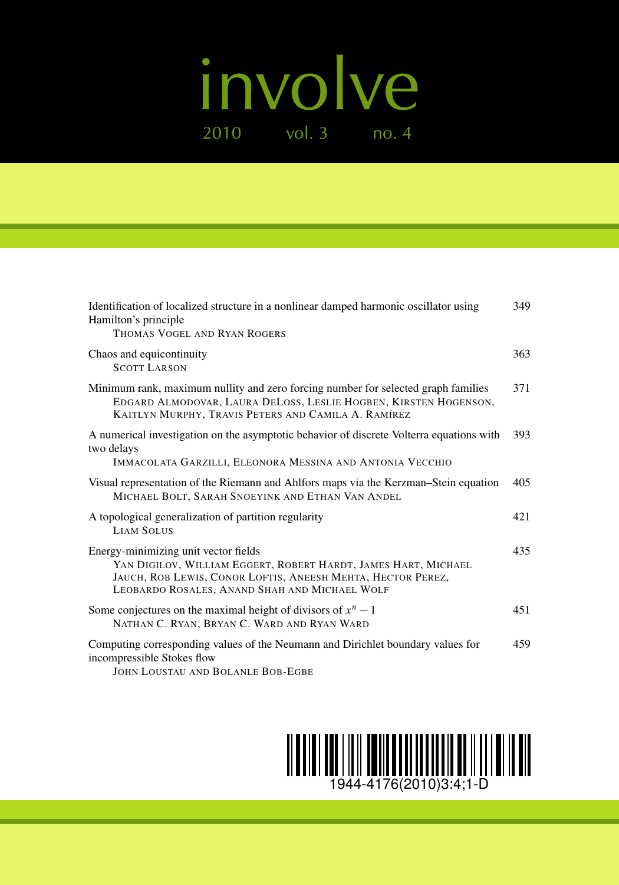# involve

2010 vol. 3 no. 4

Identification of localized structure in a nonlinear damped harmonic oscillator using Hamilton's principle — 349
THOMAS VOGEL AND RYAN ROGERS

Chaos and equicontinuity — 363
SCOTT LARSON

Minimum rank, maximum nullity and zero forcing number for selected graph families — 371
EDGARD ALMODOVAR, LAURA DELOSS, LESLIE HOGBEN, KIRSTEN HOGENSON, KAITLYN MURPHY, TRAVIS PETERS AND CAMILA A. RAMÍREZ

A numerical investigation on the asymptotic behavior of discrete Volterra equations with two delays — 393
IMMACOLATA GARZILLI, ELEONORA MESSINA AND ANTONIA VECCHIO

Visual representation of the Riemann and Ahlfors maps via the Kerzman–Stein equation — 405
MICHAEL BOLT, SARAH SNOEYINK AND ETHAN VAN ANDEL

A topological generalization of partition regularity — 421
LIAM SOLUS

Energy-minimizing unit vector fields — 435
YAN DIGILOV, WILLIAM EGGERT, ROBERT HARDT, JAMES HART, MICHAEL JAUCH, ROB LEWIS, CONOR LOFTIS, ANEESH MEHTA, HECTOR PEREZ, LEOBARDO ROSALES, ANAND SHAH AND MICHAEL WOLF

Some conjectures on the maximal height of divisors of $x^n - 1$ — 451
NATHAN C. RYAN, BRYAN C. WARD AND RYAN WARD

Computing corresponding values of the Neumann and Dirichlet boundary values for incompressible Stokes flow — 459
JOHN LOUSTAU AND BOLANLE BOB-EGBE

1944-4176(2010)3:4;1-D